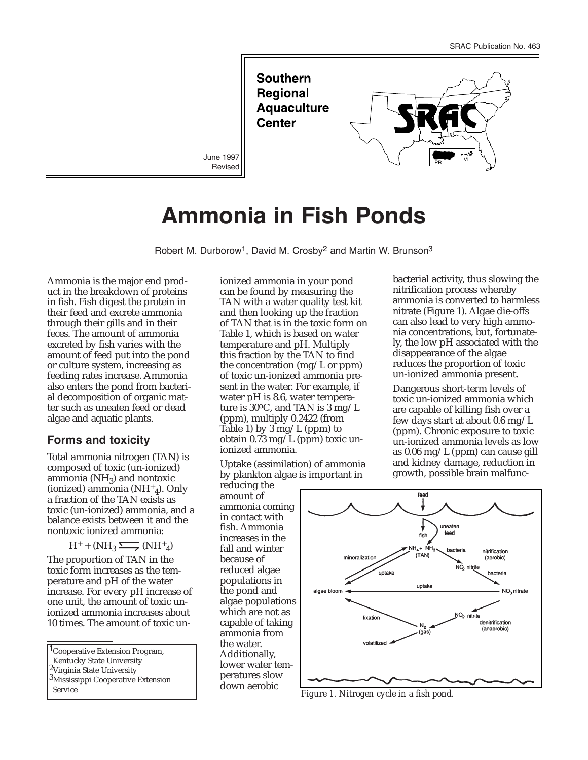SRAC Publication No. 463

**Southern Regional Aquaculture Center**

June 1997
Revised

# Ammonia in Fish Ponds

Robert M. Durborow[1], David M. Crosby[2] and Martin W. Brunson[3]

Ammonia is the major end product in the breakdown of proteins in fish. Fish digest the protein in their feed and excrete ammonia through their gills and in their feces. The amount of ammonia excreted by fish varies with the amount of feed put into the pond or culture system, increasing as feeding rates increase. Ammonia also enters the pond from bacterial decomposition of organic matter such as uneaten feed or dead algae and aquatic plants.

## Forms and toxicity

Total ammonia nitrogen (TAN) is composed of toxic (un-ionized) ammonia ($NH_3$) and nontoxic (ionized) ammonia ($NH^+_4$). Only a fraction of the TAN exists as toxic (un-ionized) ammonia, and a balance exists between it and the nontoxic ionized ammonia:

$$H^+ + (NH_3 \rightleftharpoons (NH^+_4)$$

The proportion of TAN in the toxic form increases as the temperature and pH of the water increase. For every pH increase of one unit, the amount of toxic un-ionized ammonia increases about 10 times. The amount of toxic un-ionized ammonia in your pond can be found by measuring the TAN with a water quality test kit and then looking up the fraction of TAN that is in the toxic form on Table 1, which is based on water temperature and pH. Multiply this fraction by the TAN to find the concentration (mg/L or ppm) of toxic un-ionized ammonia present in the water. For example, if water pH is 8.6, water temperature is 30ºC, and TAN is 3 mg/L (ppm), multiply 0.2422 (from Table 1) by 3 mg/L (ppm) to obtain 0.73 mg/L (ppm) toxic un-ionized ammonia.

Uptake (assimilation) of ammonia by plankton algae is important in reducing the amount of ammonia coming in contact with fish. Ammonia increases in the fall and winter because of reduced algae populations in the pond and algae populations which are not as capable of taking ammonia from the water. Additionally, lower water temperatures slow down aerobic bacterial activity, thus slowing the nitrification process whereby ammonia is converted to harmless nitrate (Figure 1). Algae die-offs can also lead to very high ammonia concentrations, but, fortunately, the low pH associated with the disappearance of the algae reduces the proportion of toxic un-ionized ammonia present.

Dangerous short-term levels of toxic un-ionized ammonia which are capable of killing fish over a few days start at about 0.6 mg/L (ppm). Chronic exposure to toxic un-ionized ammonia levels as low as 0.06 mg/L (ppm) can cause gill and kidney damage, reduction in growth, possible brain malfunc-

*Figure 1. Nitrogen cycle in a fish pond.*

[1]Cooperative Extension Program, Kentucky State University
[2]Virginia State University
[3]Mississippi Cooperative Extension Service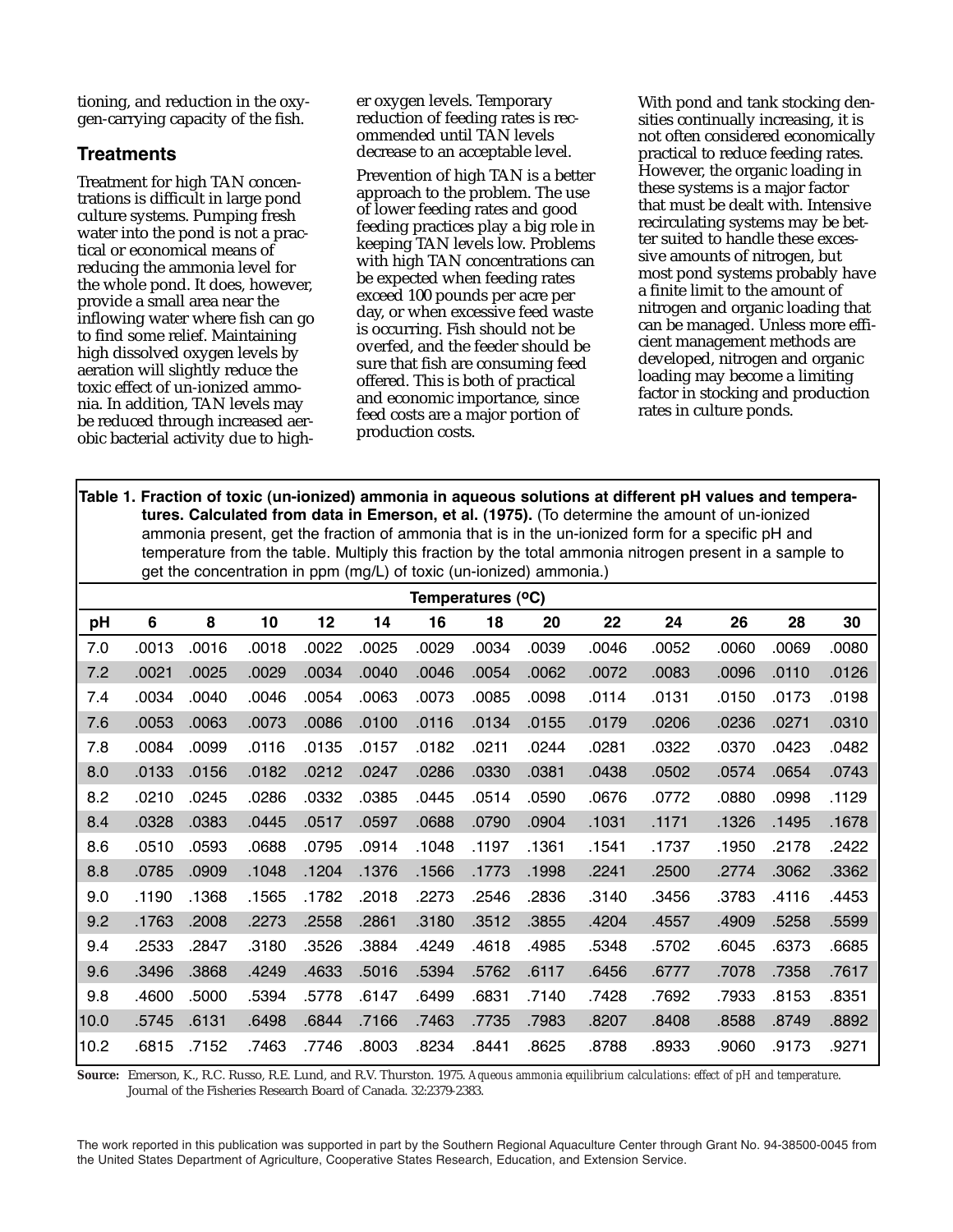tioning, and reduction in the oxygen-carrying capacity of the fish.

## Treatments

Treatment for high TAN concentrations is difficult in large pond culture systems. Pumping fresh water into the pond is not a practical or economical means of reducing the ammonia level for the whole pond. It does, however, provide a small area near the inflowing water where fish can go to find some relief. Maintaining high dissolved oxygen levels by aeration will slightly reduce the toxic effect of un-ionized ammonia. In addition, TAN levels may be reduced through increased aerobic bacterial activity due to higher oxygen levels. Temporary reduction of feeding rates is recommended until TAN levels decrease to an acceptable level.

Prevention of high TAN is a better approach to the problem. The use of lower feeding rates and good feeding practices play a big role in keeping TAN levels low. Problems with high TAN concentrations can be expected when feeding rates exceed 100 pounds per acre per day, or when excessive feed waste is occurring. Fish should not be overfed, and the feeder should be sure that fish are consuming feed offered. This is both of practical and economic importance, since feed costs are a major portion of production costs.

With pond and tank stocking densities continually increasing, it is not often considered economically practical to reduce feeding rates. However, the organic loading in these systems is a major factor that must be dealt with. Intensive recirculating systems may be better suited to handle these excessive amounts of nitrogen, but most pond systems probably have a finite limit to the amount of nitrogen and organic loading that can be managed. Unless more efficient management methods are developed, nitrogen and organic loading may become a limiting factor in stocking and production rates in culture ponds.

**Table 1. Fraction of toxic (un-ionized) ammonia in aqueous solutions at different pH values and temperatures. Calculated from data in Emerson, et al. (1975).** (To determine the amount of un-ionized ammonia present, get the fraction of ammonia that is in the un-ionized form for a specific pH and temperature from the table. Multiply this fraction by the total ammonia nitrogen present in a sample to get the concentration in ppm (mg/L) of toxic (un-ionized) ammonia.)

| | Temperatures (°C) | | | | | | | | | | | | |
|---|---|---|---|---|---|---|---|---|---|---|---|---|---|
| **pH** | **6** | **8** | **10** | **12** | **14** | **16** | **18** | **20** | **22** | **24** | **26** | **28** | **30** |
| 7.0 | .0013 | .0016 | .0018 | .0022 | .0025 | .0029 | .0034 | .0039 | .0046 | .0052 | .0060 | .0069 | .0080 |
| 7.2 | .0021 | .0025 | .0029 | .0034 | .0040 | .0046 | .0054 | .0062 | .0072 | .0083 | .0096 | .0110 | .0126 |
| 7.4 | .0034 | .0040 | .0046 | .0054 | .0063 | .0073 | .0085 | .0098 | .0114 | .0131 | .0150 | .0173 | .0198 |
| 7.6 | .0053 | .0063 | .0073 | .0086 | .0100 | .0116 | .0134 | .0155 | .0179 | .0206 | .0236 | .0271 | .0310 |
| 7.8 | .0084 | .0099 | .0116 | .0135 | .0157 | .0182 | .0211 | .0244 | .0281 | .0322 | .0370 | .0423 | .0482 |
| 8.0 | .0133 | .0156 | .0182 | .0212 | .0247 | .0286 | .0330 | .0381 | .0438 | .0502 | .0574 | .0654 | .0743 |
| 8.2 | .0210 | .0245 | .0286 | .0332 | .0385 | .0445 | .0514 | .0590 | .0676 | .0772 | .0880 | .0998 | .1129 |
| 8.4 | .0328 | .0383 | .0445 | .0517 | .0597 | .0688 | .0790 | .0904 | .1031 | .1171 | .1326 | .1495 | .1678 |
| 8.6 | .0510 | .0593 | .0688 | .0795 | .0914 | .1048 | .1197 | .1361 | .1541 | .1737 | .1950 | .2178 | .2422 |
| 8.8 | .0785 | .0909 | .1048 | .1204 | .1376 | .1566 | .1773 | .1998 | .2241 | .2500 | .2774 | .3062 | .3362 |
| 9.0 | .1190 | .1368 | .1565 | .1782 | .2018 | .2273 | .2546 | .2836 | .3140 | .3456 | .3783 | .4116 | .4453 |
| 9.2 | .1763 | .2008 | .2273 | .2558 | .2861 | .3180 | .3512 | .3855 | .4204 | .4557 | .4909 | .5258 | .5599 |
| 9.4 | .2533 | .2847 | .3180 | .3526 | .3884 | .4249 | .4618 | .4985 | .5348 | .5702 | .6045 | .6373 | .6685 |
| 9.6 | .3496 | .3868 | .4249 | .4633 | .5016 | .5394 | .5762 | .6117 | .6456 | .6777 | .7078 | .7358 | .7617 |
| 9.8 | .4600 | .5000 | .5394 | .5778 | .6147 | .6499 | .6831 | .7140 | .7428 | .7692 | .7933 | .8153 | .8351 |
| 10.0 | .5745 | .6131 | .6498 | .6844 | .7166 | .7463 | .7735 | .7983 | .8207 | .8408 | .8588 | .8749 | .8892 |
| 10.2 | .6815 | .7152 | .7463 | .7746 | .8003 | .8234 | .8441 | .8625 | .8788 | .8933 | .9060 | .9173 | .9271 |

**Source:** Emerson, K., R.C. Russo, R.E. Lund, and R.V. Thurston. 1975. *Aqueous ammonia equilibrium calculations: effect of pH and temperature*. Journal of the Fisheries Research Board of Canada. 32:2379-2383.

The work reported in this publication was supported in part by the Southern Regional Aquaculture Center through Grant No. 94-38500-0045 from the United States Department of Agriculture, Cooperative States Research, Education, and Extension Service.